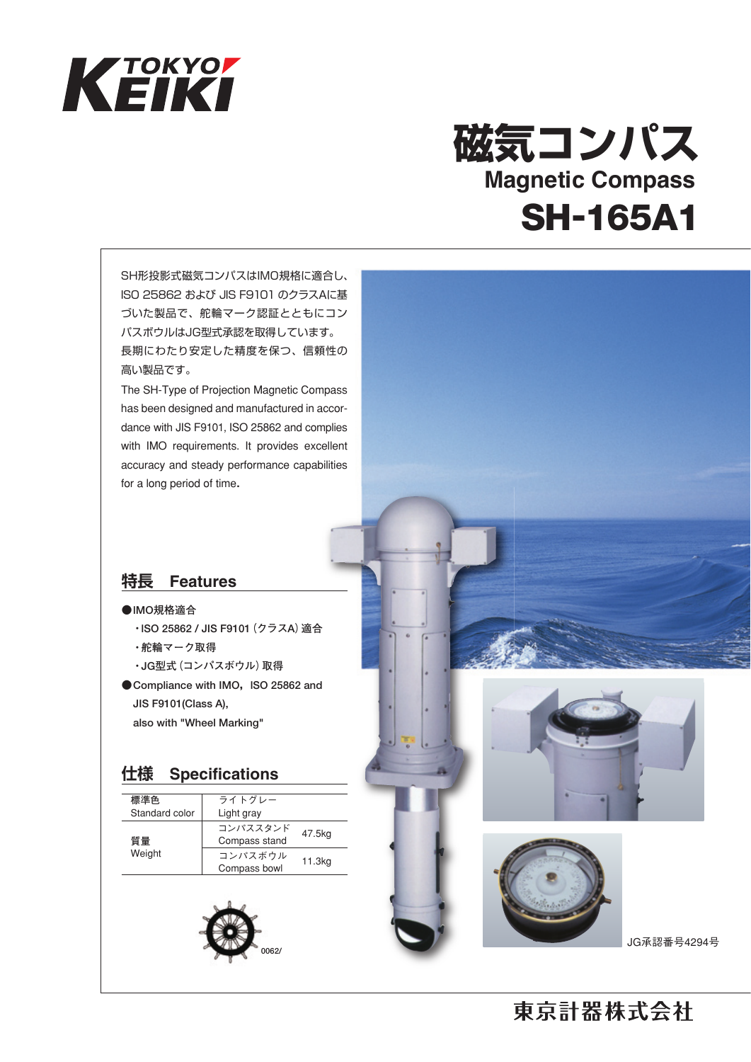TOKYO KEIKI

# 磁気コンパス
## Magnetic Compass
# SH-165A1

SH形投影式磁気コンパスはIMO規格に適合し、ISO 25862 および JIS F9101 のクラスAに基づいた製品で、舵輪マーク認証とともにコンパスボウルはJG型式承認を取得しています。長期にわたり安定した精度を保つ、信頼性の高い製品です。

The SH-Type of Projection Magnetic Compass has been designed and manufactured in accordance with JIS F9101, ISO 25862 and complies with IMO requirements. It provides excellent accuracy and steady performance capabilities for a long period of time.

## 特長　Features

- **IMO規格適合**
  - **・ISO 25862 / JIS F9101（クラスA）適合**
  - **・舵輪マーク取得**
  - **・JG型式（コンパスボウル）取得**
- **Compliance with IMO, ISO 25862 and JIS F9101(Class A), also with "Wheel Marking"**

## 仕様　Specifications

| | | |
|---|---|---|
| 標準色<br>Standard color | ライトグレー<br>Light gray | |
| 質量<br>Weight | コンパススタンド<br>Compass stand | 47.5kg |
| | コンパスボウル<br>Compass bowl | 11.3kg |

0062/

JG承認番号4294号

東京計器株式会社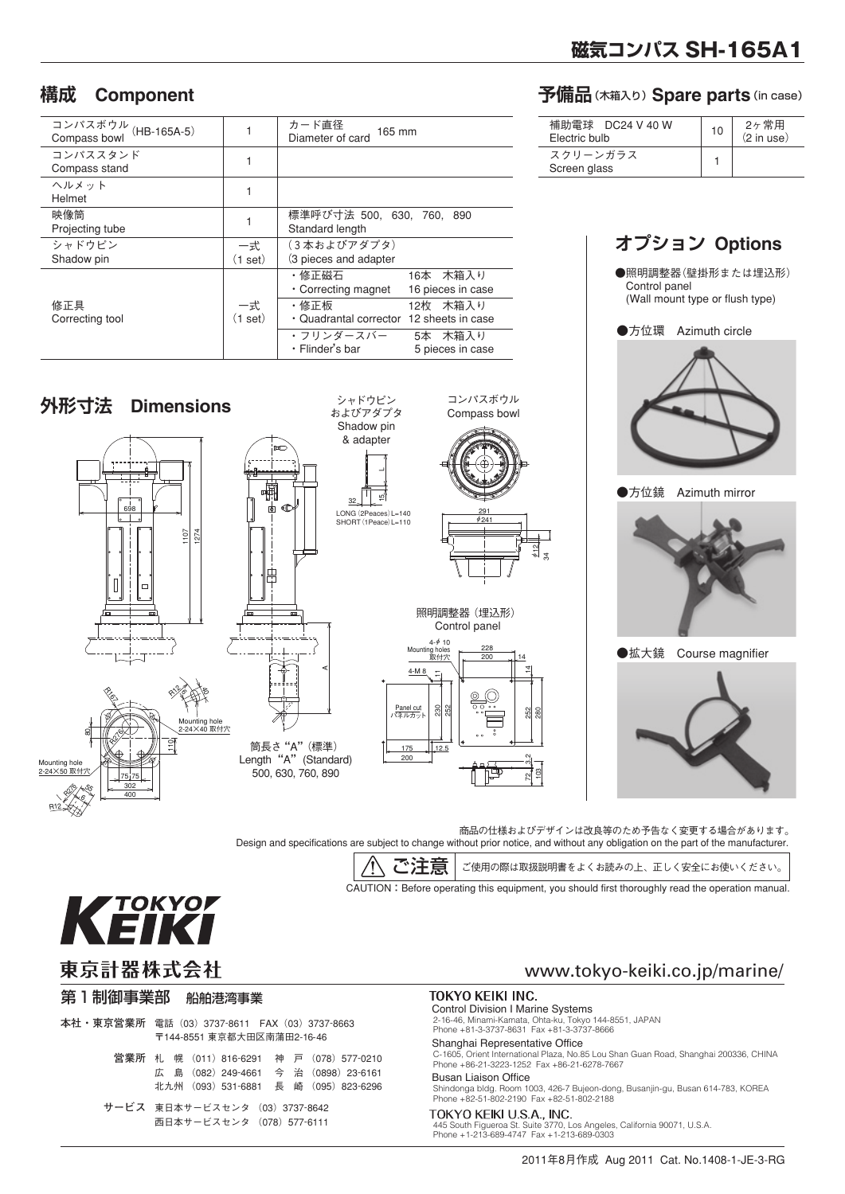# 磁気コンパス SH-165A1

## 構成 Component

| | | |
|---|---|---|
| コンパスボウル (HB-165A-5)<br>Compass bowl | 1 | カード直径<br>Diameter of card 165 mm |
| コンパススタンド<br>Compass stand | 1 | |
| ヘルメット<br>Helmet | 1 | |
| 映像筒<br>Projecting tube | 1 | 標準呼び寸法 500, 630, 760, 890<br>Standard length |
| シャドウピン<br>Shadow pin | 一式<br>(1 set) | (3本およびアダプタ)<br>(3 pieces and adapter |
| 修正具<br>Correcting tool | 一式<br>(1 set) | ・修正磁石 16本 木箱入り<br>・Correcting magnet 16 pieces in case<br>・修正板 12枚 木箱入り<br>・Quadrantal corrector 12 sheets in case<br>・フリンダースバー 5本 木箱入り<br>・Flinder's bar 5 pieces in case |

## 予備品(木箱入り) Spare parts (in case)

| | | |
|---|---|---|
| 補助電球 DC24 V 40 W<br>Electric bulb | 10 | 2ヶ常用<br>(2 in use) |
| スクリーンガラス<br>Screen glass | 1 | |

## 外形寸法 Dimensions

シャドウピンおよびアダプタ
Shadow pin & adapter

32
15
L
LONG (2Peaces) L=140
SHORT (1Peace) L=110

コンパスボウル
Compass bowl

291
φ241
φ12
34

698
1107
1274
A

R167
R276
R12
6
45
80
110
Mounting hole 2-24×40 取付穴
Mounting hole 2-24×50 取付穴
75 75
302
400
R276
R12
6
45

筒長さ"A"(標準)
Length "A" (Standard)
500, 630, 760, 890

照明調整器(埋込形)
Control panel

4-φ10
Mounting holes 取付穴
4-M8
228
200
14
14
11
Panel cut パネルカット
230
252
252
280
175
200
12.5
72
103
3.2

## オプション Options

●照明調整器(壁掛形または埋込形)
Control panel
(Wall mount type or flush type)

●方位環 Azimuth circle

●方位鏡 Azimuth mirror

●拡大鏡 Course magnifier

商品の仕様およびデザインは改良等のため予告なく変更する場合があります。
Design and specifications are subject to change without prior notice, and without any obligation on the part of the manufacturer.

⚠ ご注意 ご使用の際は取扱説明書をよくお読みの上、正しく安全にお使いください。
CAUTION : Before operating this equipment, you should first thoroughly read the operation manual.

TOKYO KEIKI

東京計器株式会社

www.tokyo-keiki.co.jp/marine/

**第1制御事業部 船舶港湾事業**

本社・東京営業所 電話 (03) 3737-8611 FAX (03) 3737-8663
〒144-8551 東京都大田区南蒲田2-16-46

営業所 札幌 (011) 816-6291 神戸 (078) 577-0210
広島 (082) 249-4661 今治 (0898) 23-6161
北九州 (093) 531-6881 長崎 (095) 823-6296

サービス 東日本サービスセンタ (03) 3737-8642
西日本サービスセンタ (078) 577-6111

**TOKYO KEIKI INC.**
Control Division I Marine Systems
2-16-46, Minami-Kamata, Ohta-ku, Tokyo 144-8551, JAPAN
Phone +81-3-3737-8631 Fax +81-3-3737-8666

Shanghai Representative Office
C-1605, Orient International Plaza, No.85 Lou Shan Guan Road, Shanghai 200336, CHINA
Phone +86-21-3223-1252 Fax +86-21-6278-7667

Busan Liaison Office
Shindonga bldg. Room 1003, 426-7 Bujeon-dong, Busanjin-gu, Busan 614-783, KOREA
Phone +82-51-802-2190 Fax +82-51-802-2188

**TOKYO KEIKI U.S.A., INC.**
445 South Figueroa St. Suite 3770, Los Angeles, California 90071, U.S.A.
Phone +1-213-689-4747 Fax +1-213-689-0303

2011年8月作成 Aug 2011 Cat. No.1408-1-JE-3-RG